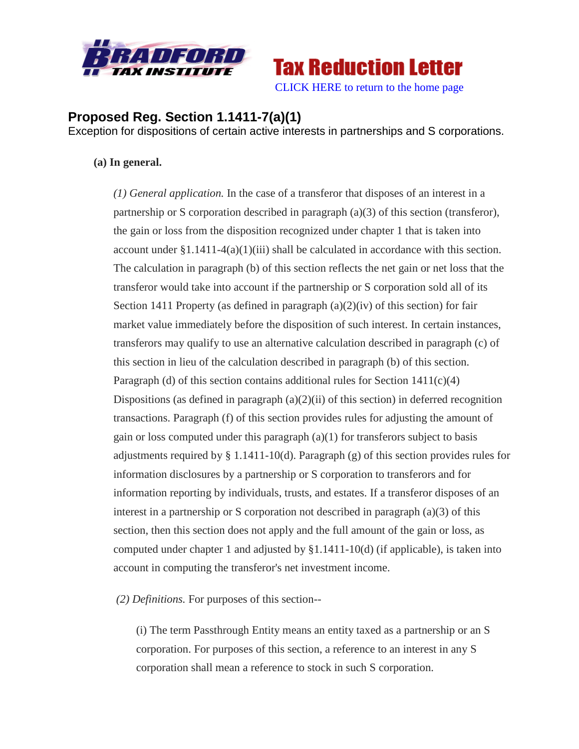**Tax Reduction Letter**

CLICK HERE to return to the home page

## Proposed Reg. Section 1.1411-7(a)(1)

Exception for dispositions of certain active interests in partnerships and S corporations.

**(a) In general.**

*(1) General application.* In the case of a transferor that disposes of an interest in a partnership or S corporation described in paragraph (a)(3) of this section (transferor), the gain or loss from the disposition recognized under chapter 1 that is taken into account under §1.1411-4(a)(1)(iii) shall be calculated in accordance with this section. The calculation in paragraph (b) of this section reflects the net gain or net loss that the transferor would take into account if the partnership or S corporation sold all of its Section 1411 Property (as defined in paragraph (a)(2)(iv) of this section) for fair market value immediately before the disposition of such interest. In certain instances, transferors may qualify to use an alternative calculation described in paragraph (c) of this section in lieu of the calculation described in paragraph (b) of this section. Paragraph (d) of this section contains additional rules for Section 1411(c)(4) Dispositions (as defined in paragraph (a)(2)(ii) of this section) in deferred recognition transactions. Paragraph (f) of this section provides rules for adjusting the amount of gain or loss computed under this paragraph (a)(1) for transferors subject to basis adjustments required by § 1.1411-10(d). Paragraph (g) of this section provides rules for information disclosures by a partnership or S corporation to transferors and for information reporting by individuals, trusts, and estates. If a transferor disposes of an interest in a partnership or S corporation not described in paragraph (a)(3) of this section, then this section does not apply and the full amount of the gain or loss, as computed under chapter 1 and adjusted by §1.1411-10(d) (if applicable), is taken into account in computing the transferor's net investment income.

*(2) Definitions.* For purposes of this section--

(i) The term Passthrough Entity means an entity taxed as a partnership or an S corporation. For purposes of this section, a reference to an interest in any S corporation shall mean a reference to stock in such S corporation.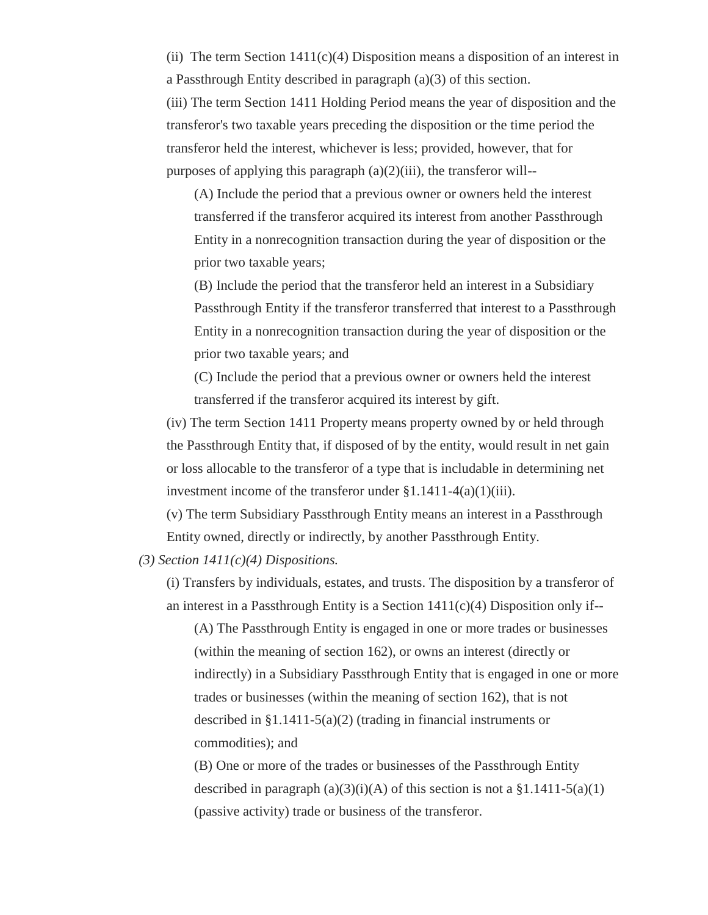(ii) The term Section 1411(c)(4) Disposition means a disposition of an interest in a Passthrough Entity described in paragraph (a)(3) of this section.

(iii) The term Section 1411 Holding Period means the year of disposition and the transferor's two taxable years preceding the disposition or the time period the transferor held the interest, whichever is less; provided, however, that for purposes of applying this paragraph (a)(2)(iii), the transferor will--

> (A) Include the period that a previous owner or owners held the interest transferred if the transferor acquired its interest from another Passthrough Entity in a nonrecognition transaction during the year of disposition or the prior two taxable years;
>
> (B) Include the period that the transferor held an interest in a Subsidiary Passthrough Entity if the transferor transferred that interest to a Passthrough Entity in a nonrecognition transaction during the year of disposition or the prior two taxable years; and
>
> (C) Include the period that a previous owner or owners held the interest transferred if the transferor acquired its interest by gift.

(iv) The term Section 1411 Property means property owned by or held through the Passthrough Entity that, if disposed of by the entity, would result in net gain or loss allocable to the transferor of a type that is includable in determining net investment income of the transferor under §1.1411-4(a)(1)(iii).

(v) The term Subsidiary Passthrough Entity means an interest in a Passthrough Entity owned, directly or indirectly, by another Passthrough Entity.

*(3) Section 1411(c)(4) Dispositions.*

(i) Transfers by individuals, estates, and trusts. The disposition by a transferor of an interest in a Passthrough Entity is a Section 1411(c)(4) Disposition only if--

> (A) The Passthrough Entity is engaged in one or more trades or businesses (within the meaning of section 162), or owns an interest (directly or indirectly) in a Subsidiary Passthrough Entity that is engaged in one or more trades or businesses (within the meaning of section 162), that is not described in §1.1411-5(a)(2) (trading in financial instruments or commodities); and
>
> (B) One or more of the trades or businesses of the Passthrough Entity described in paragraph (a)(3)(i)(A) of this section is not a §1.1411-5(a)(1) (passive activity) trade or business of the transferor.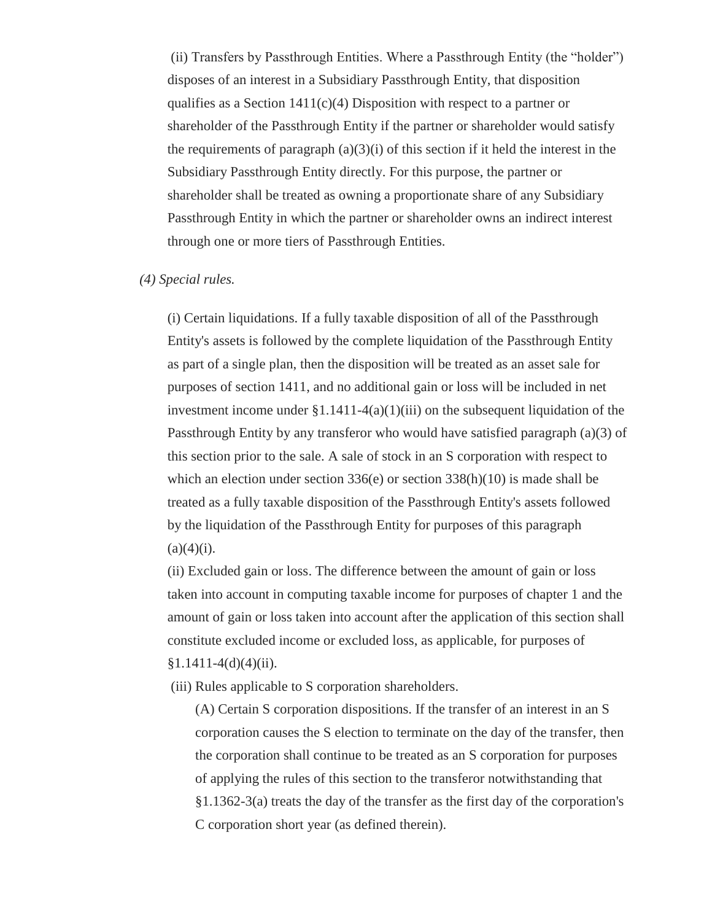(ii) Transfers by Passthrough Entities. Where a Passthrough Entity (the "holder") disposes of an interest in a Subsidiary Passthrough Entity, that disposition qualifies as a Section 1411(c)(4) Disposition with respect to a partner or shareholder of the Passthrough Entity if the partner or shareholder would satisfy the requirements of paragraph (a)(3)(i) of this section if it held the interest in the Subsidiary Passthrough Entity directly. For this purpose, the partner or shareholder shall be treated as owning a proportionate share of any Subsidiary Passthrough Entity in which the partner or shareholder owns an indirect interest through one or more tiers of Passthrough Entities.

*(4) Special rules.*

(i) Certain liquidations. If a fully taxable disposition of all of the Passthrough Entity's assets is followed by the complete liquidation of the Passthrough Entity as part of a single plan, then the disposition will be treated as an asset sale for purposes of section 1411, and no additional gain or loss will be included in net investment income under §1.1411-4(a)(1)(iii) on the subsequent liquidation of the Passthrough Entity by any transferor who would have satisfied paragraph (a)(3) of this section prior to the sale. A sale of stock in an S corporation with respect to which an election under section 336(e) or section 338(h)(10) is made shall be treated as a fully taxable disposition of the Passthrough Entity's assets followed by the liquidation of the Passthrough Entity for purposes of this paragraph (a)(4)(i).

(ii) Excluded gain or loss. The difference between the amount of gain or loss taken into account in computing taxable income for purposes of chapter 1 and the amount of gain or loss taken into account after the application of this section shall constitute excluded income or excluded loss, as applicable, for purposes of §1.1411-4(d)(4)(ii).

(iii) Rules applicable to S corporation shareholders.

(A) Certain S corporation dispositions. If the transfer of an interest in an S corporation causes the S election to terminate on the day of the transfer, then the corporation shall continue to be treated as an S corporation for purposes of applying the rules of this section to the transferor notwithstanding that §1.1362-3(a) treats the day of the transfer as the first day of the corporation's C corporation short year (as defined therein).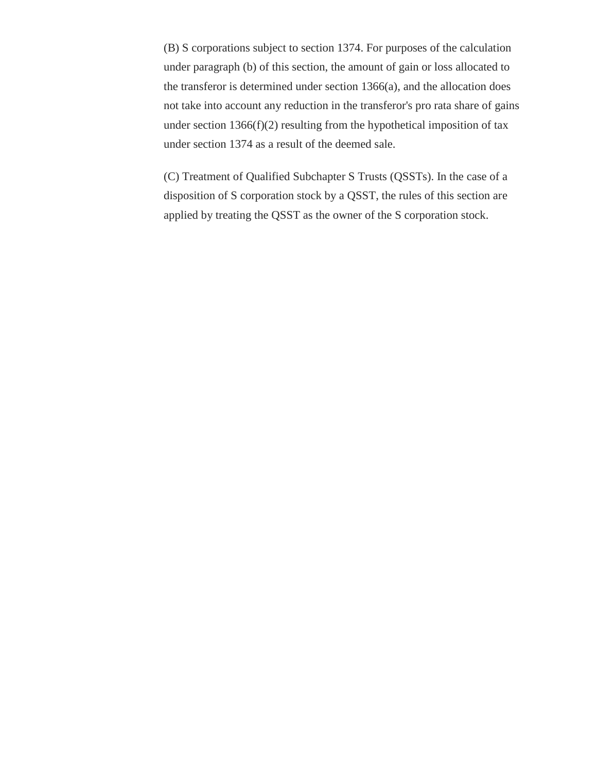(B) S corporations subject to section 1374. For purposes of the calculation under paragraph (b) of this section, the amount of gain or loss allocated to the transferor is determined under section 1366(a), and the allocation does not take into account any reduction in the transferor's pro rata share of gains under section 1366(f)(2) resulting from the hypothetical imposition of tax under section 1374 as a result of the deemed sale.

(C) Treatment of Qualified Subchapter S Trusts (QSSTs). In the case of a disposition of S corporation stock by a QSST, the rules of this section are applied by treating the QSST as the owner of the S corporation stock.